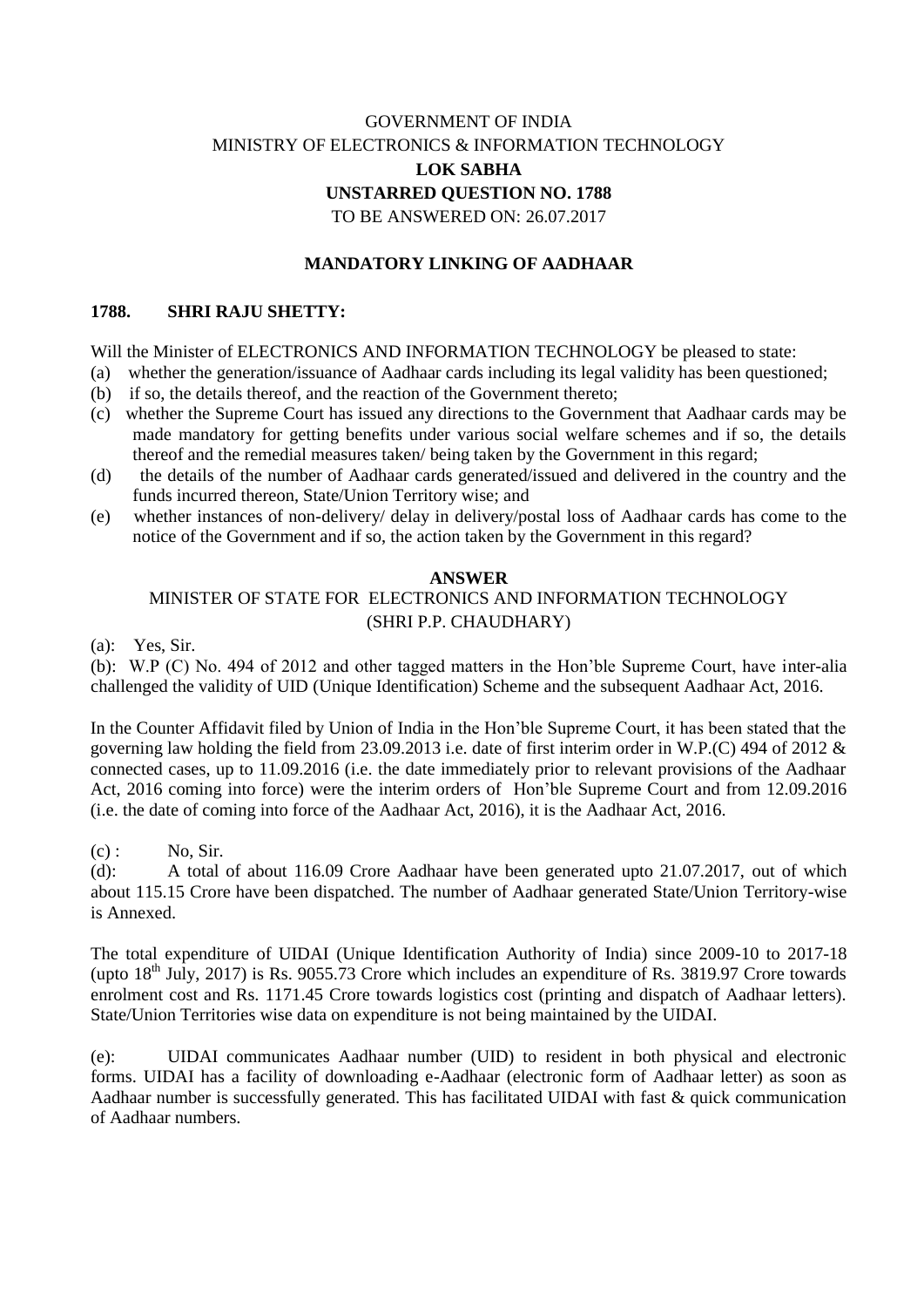GOVERNMENT OF INDIA
MINISTRY OF ELECTRONICS & INFORMATION TECHNOLOGY

**LOK SABHA**

**UNSTARRED QUESTION NO. 1788**

TO BE ANSWERED ON: 26.07.2017

**MANDATORY LINKING OF AADHAAR**

**1788. SHRI RAJU SHETTY:**

Will the Minister of ELECTRONICS AND INFORMATION TECHNOLOGY be pleased to state:

(a) whether the generation/issuance of Aadhaar cards including its legal validity has been questioned;

(b) if so, the details thereof, and the reaction of the Government thereto;

(c) whether the Supreme Court has issued any directions to the Government that Aadhaar cards may be made mandatory for getting benefits under various social welfare schemes and if so, the details thereof and the remedial measures taken/ being taken by the Government in this regard;

(d) the details of the number of Aadhaar cards generated/issued and delivered in the country and the funds incurred thereon, State/Union Territory wise; and

(e) whether instances of non-delivery/ delay in delivery/postal loss of Aadhaar cards has come to the notice of the Government and if so, the action taken by the Government in this regard?

**ANSWER**

MINISTER OF STATE FOR ELECTRONICS AND INFORMATION TECHNOLOGY
(SHRI P.P. CHAUDHARY)

(a): Yes, Sir.

(b): W.P (C) No. 494 of 2012 and other tagged matters in the Hon'ble Supreme Court, have inter-alia challenged the validity of UID (Unique Identification) Scheme and the subsequent Aadhaar Act, 2016.

In the Counter Affidavit filed by Union of India in the Hon'ble Supreme Court, it has been stated that the governing law holding the field from 23.09.2013 i.e. date of first interim order in W.P.(C) 494 of 2012 & connected cases, up to 11.09.2016 (i.e. the date immediately prior to relevant provisions of the Aadhaar Act, 2016 coming into force) were the interim orders of Hon'ble Supreme Court and from 12.09.2016 (i.e. the date of coming into force of the Aadhaar Act, 2016), it is the Aadhaar Act, 2016.

(c) : No, Sir.

(d): A total of about 116.09 Crore Aadhaar have been generated upto 21.07.2017, out of which about 115.15 Crore have been dispatched. The number of Aadhaar generated State/Union Territory-wise is Annexed.

The total expenditure of UIDAI (Unique Identification Authority of India) since 2009-10 to 2017-18 (upto 18th July, 2017) is Rs. 9055.73 Crore which includes an expenditure of Rs. 3819.97 Crore towards enrolment cost and Rs. 1171.45 Crore towards logistics cost (printing and dispatch of Aadhaar letters). State/Union Territories wise data on expenditure is not being maintained by the UIDAI.

(e): UIDAI communicates Aadhaar number (UID) to resident in both physical and electronic forms. UIDAI has a facility of downloading e-Aadhaar (electronic form of Aadhaar letter) as soon as Aadhaar number is successfully generated. This has facilitated UIDAI with fast & quick communication of Aadhaar numbers.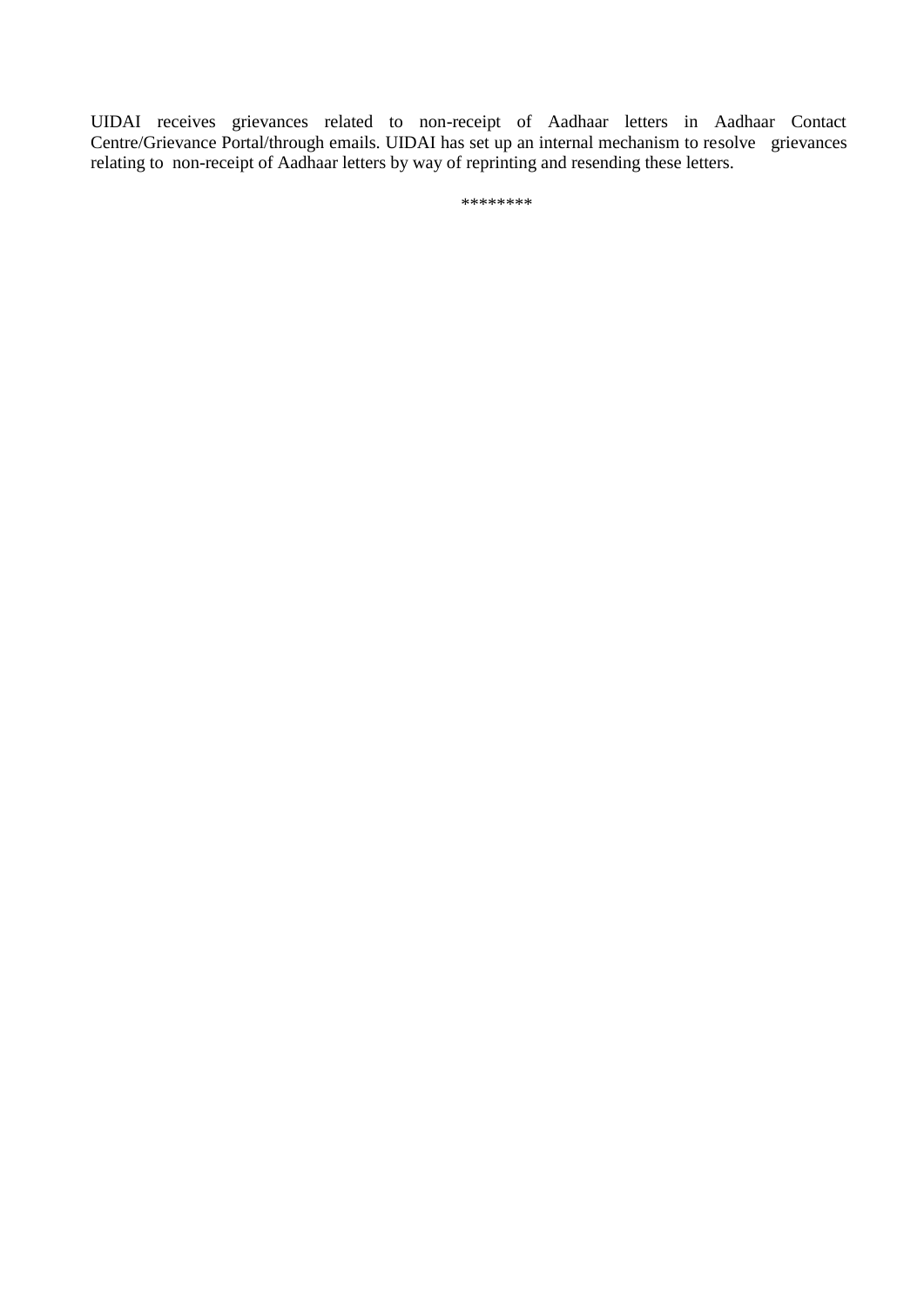UIDAI receives grievances related to non-receipt of Aadhaar letters in Aadhaar Contact Centre/Grievance Portal/through emails. UIDAI has set up an internal mechanism to resolve grievances relating to non-receipt of Aadhaar letters by way of reprinting and resending these letters.

********